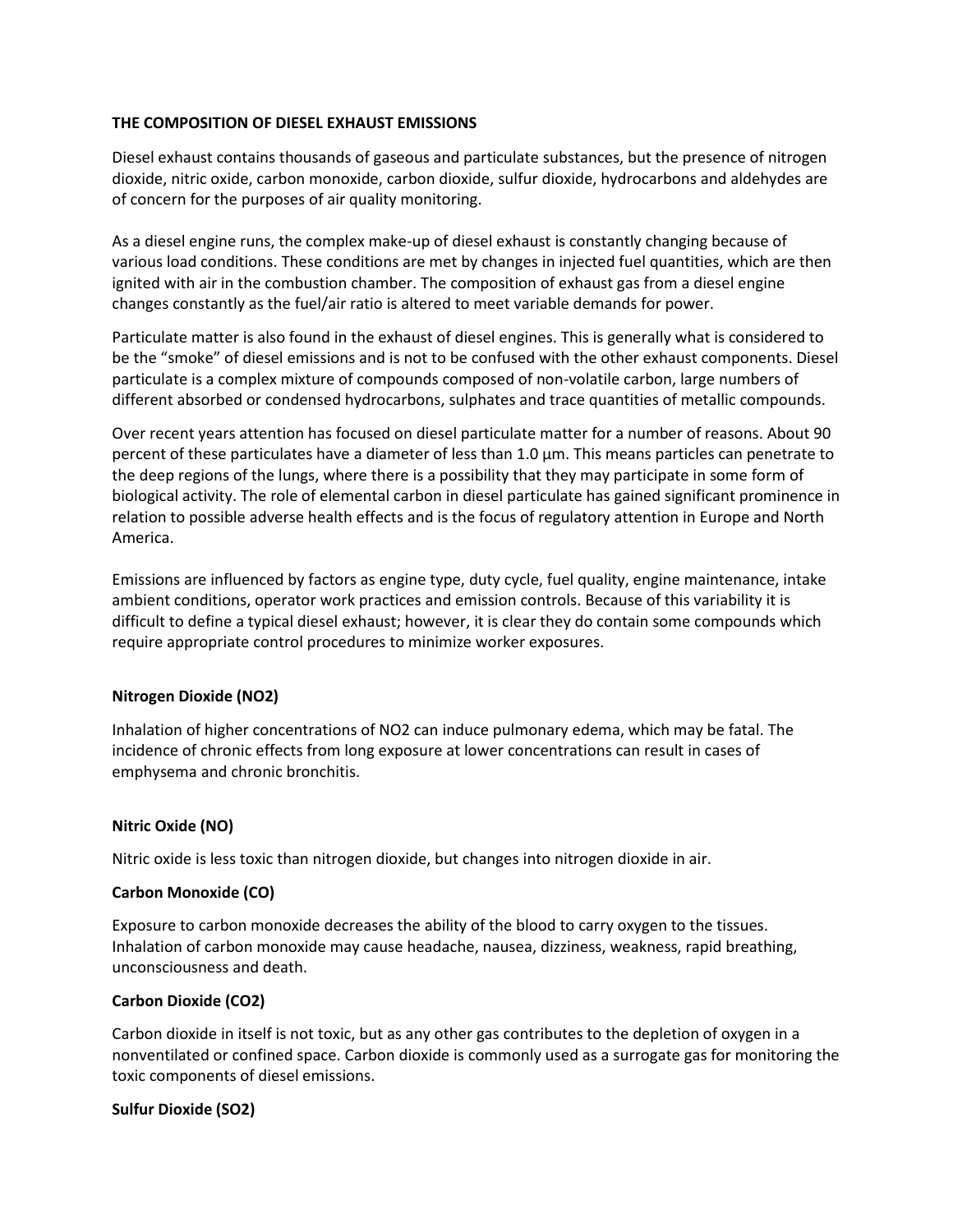# THE COMPOSITION OF DIESEL EXHAUST EMISSIONS

Diesel exhaust contains thousands of gaseous and particulate substances, but the presence of nitrogen dioxide, nitric oxide, carbon monoxide, carbon dioxide, sulfur dioxide, hydrocarbons and aldehydes are of concern for the purposes of air quality monitoring.

As a diesel engine runs, the complex make-up of diesel exhaust is constantly changing because of various load conditions. These conditions are met by changes in injected fuel quantities, which are then ignited with air in the combustion chamber. The composition of exhaust gas from a diesel engine changes constantly as the fuel/air ratio is altered to meet variable demands for power.

Particulate matter is also found in the exhaust of diesel engines. This is generally what is considered to be the "smoke" of diesel emissions and is not to be confused with the other exhaust components. Diesel particulate is a complex mixture of compounds composed of non-volatile carbon, large numbers of different absorbed or condensed hydrocarbons, sulphates and trace quantities of metallic compounds.

Over recent years attention has focused on diesel particulate matter for a number of reasons. About 90 percent of these particulates have a diameter of less than 1.0 µm. This means particles can penetrate to the deep regions of the lungs, where there is a possibility that they may participate in some form of biological activity. The role of elemental carbon in diesel particulate has gained significant prominence in relation to possible adverse health effects and is the focus of regulatory attention in Europe and North America.

Emissions are influenced by factors as engine type, duty cycle, fuel quality, engine maintenance, intake ambient conditions, operator work practices and emission controls. Because of this variability it is difficult to define a typical diesel exhaust; however, it is clear they do contain some compounds which require appropriate control procedures to minimize worker exposures.

## Nitrogen Dioxide ($NO_2$)

Inhalation of higher concentrations of $NO_2$ can induce pulmonary edema, which may be fatal. The incidence of chronic effects from long exposure at lower concentrations can result in cases of emphysema and chronic bronchitis.

## Nitric Oxide (NO)

Nitric oxide is less toxic than nitrogen dioxide, but changes into nitrogen dioxide in air.

## Carbon Monoxide (CO)

Exposure to carbon monoxide decreases the ability of the blood to carry oxygen to the tissues. Inhalation of carbon monoxide may cause headache, nausea, dizziness, weakness, rapid breathing, unconsciousness and death.

## Carbon Dioxide ($CO_2$)

Carbon dioxide in itself is not toxic, but as any other gas contributes to the depletion of oxygen in a nonventilated or confined space. Carbon dioxide is commonly used as a surrogate gas for monitoring the toxic components of diesel emissions.

## Sulfur Dioxide ($SO_2$)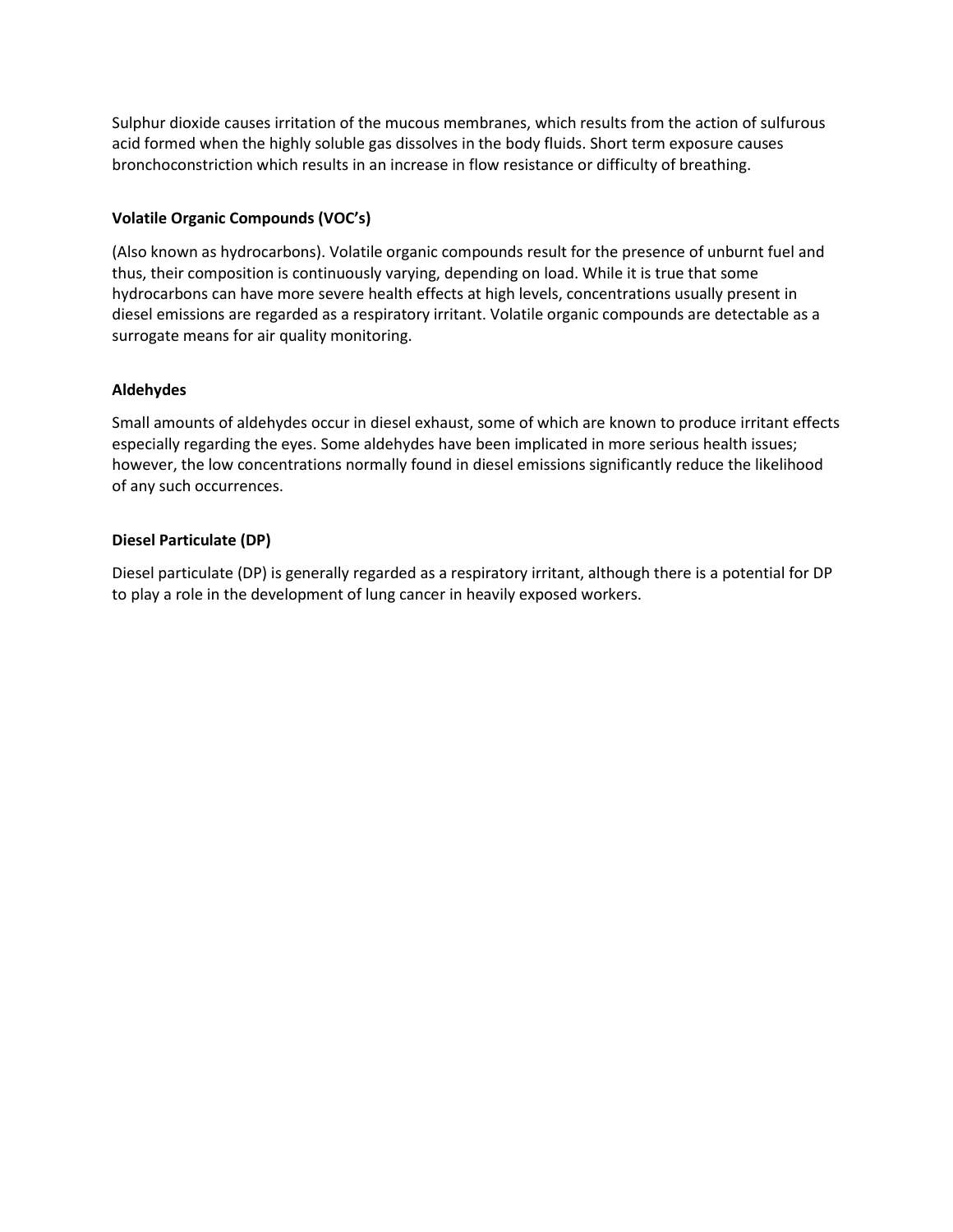Sulphur dioxide causes irritation of the mucous membranes, which results from the action of sulfurous acid formed when the highly soluble gas dissolves in the body fluids. Short term exposure causes bronchoconstriction which results in an increase in flow resistance or difficulty of breathing.

**Volatile Organic Compounds (VOC's)**

(Also known as hydrocarbons). Volatile organic compounds result for the presence of unburnt fuel and thus, their composition is continuously varying, depending on load. While it is true that some hydrocarbons can have more severe health effects at high levels, concentrations usually present in diesel emissions are regarded as a respiratory irritant. Volatile organic compounds are detectable as a surrogate means for air quality monitoring.

**Aldehydes**

Small amounts of aldehydes occur in diesel exhaust, some of which are known to produce irritant effects especially regarding the eyes. Some aldehydes have been implicated in more serious health issues; however, the low concentrations normally found in diesel emissions significantly reduce the likelihood of any such occurrences.

**Diesel Particulate (DP)**

Diesel particulate (DP) is generally regarded as a respiratory irritant, although there is a potential for DP to play a role in the development of lung cancer in heavily exposed workers.